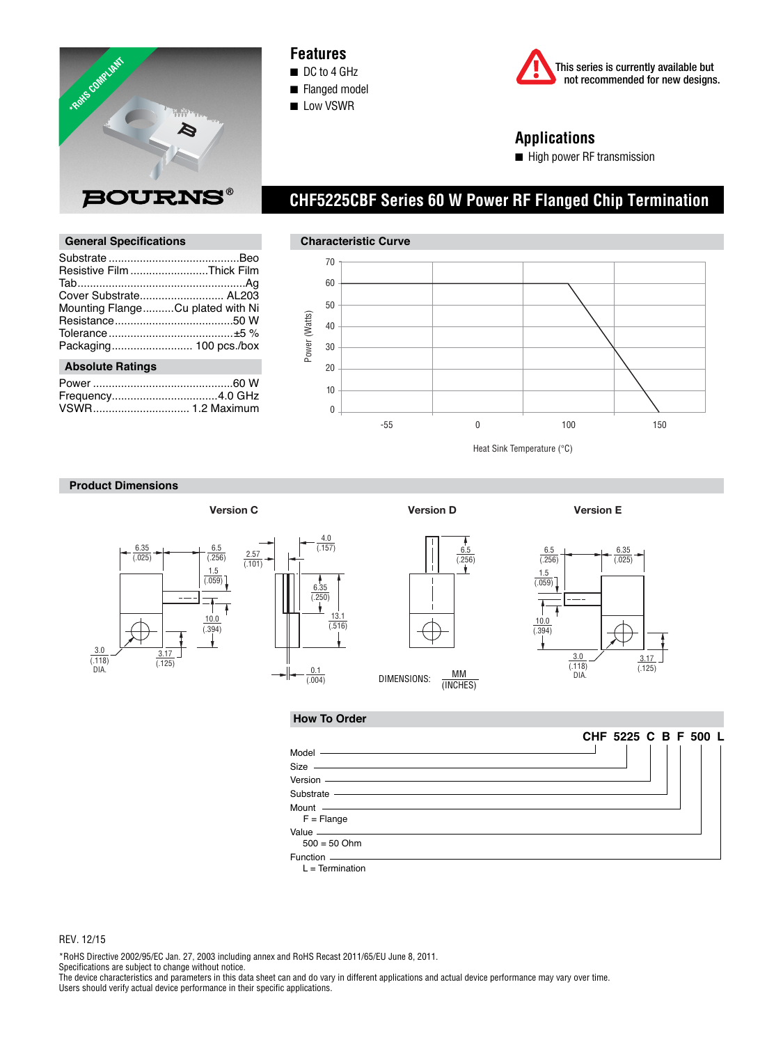# CHF5225CBF Series 60 W Power RF Flanged Chip Termination

## Features

- DC to 4 GHz
- Flanged model
- Low VSWR

This series is currently available but not recommended for new designs.

## Applications

- High power RF transmission

## General Specifications

| | |
|---|---|
| Substrate | Beo |
| Resistive Film | Thick Film |
| Tab | Ag |
| Cover Substrate | AL203 |
| Mounting Flange | Cu plated with Ni |
| Resistance | 50 W |
| Tolerance | ±5 % |
| Packaging | 100 pcs./box |

## Absolute Ratings

| | |
|---|---|
| Power | 60 W |
| Frequency | 4.0 GHz |
| VSWR | 1.2 Maximum |

## Characteristic Curve

Power (Watts) vs. Heat Sink Temperature (°C)

## Product Dimensions

Version C

Version D

Version E

DIMENSIONS: MM (INCHES)

## How To Order

**CHF 5225 C B F 500 L**

- Model
- Size
- Version
- Substrate
- Mount
  - F = Flange
- Value
  - 500 = 50 Ohm
- Function
  - L = Termination

REV. 12/15

*RoHS Directive 2002/95/EC Jan. 27, 2003 including annex and RoHS Recast 2011/65/EU June 8, 2011.
Specifications are subject to change without notice.
The device characteristics and parameters in this data sheet can and do vary in different applications and actual device performance may vary over time.
Users should verify actual device performance in their specific applications.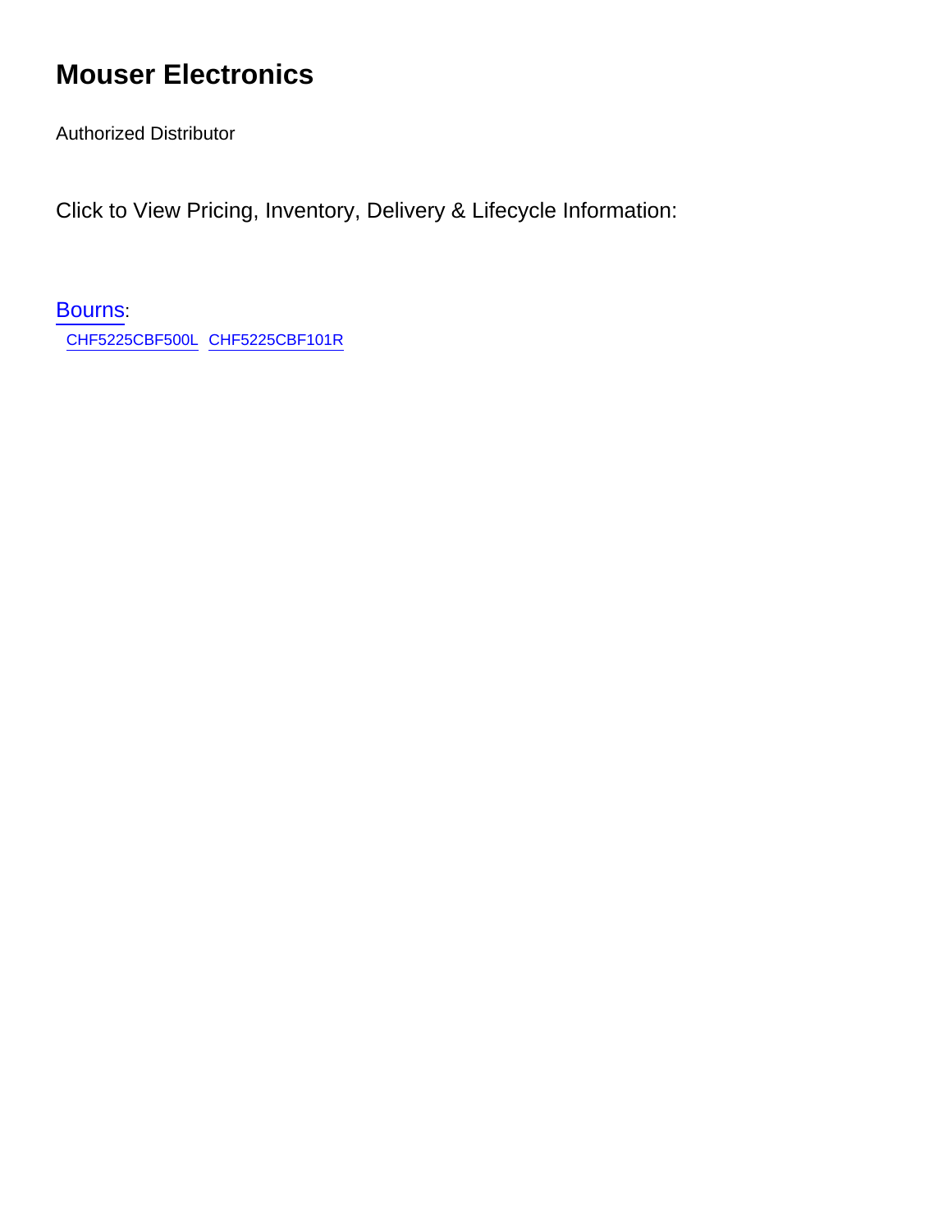# Mouser Electronics

Authorized Distributor

Click to View Pricing, Inventory, Delivery & Lifecycle Information:

Bourns:

CHF5225CBF500L CHF5225CBF101R